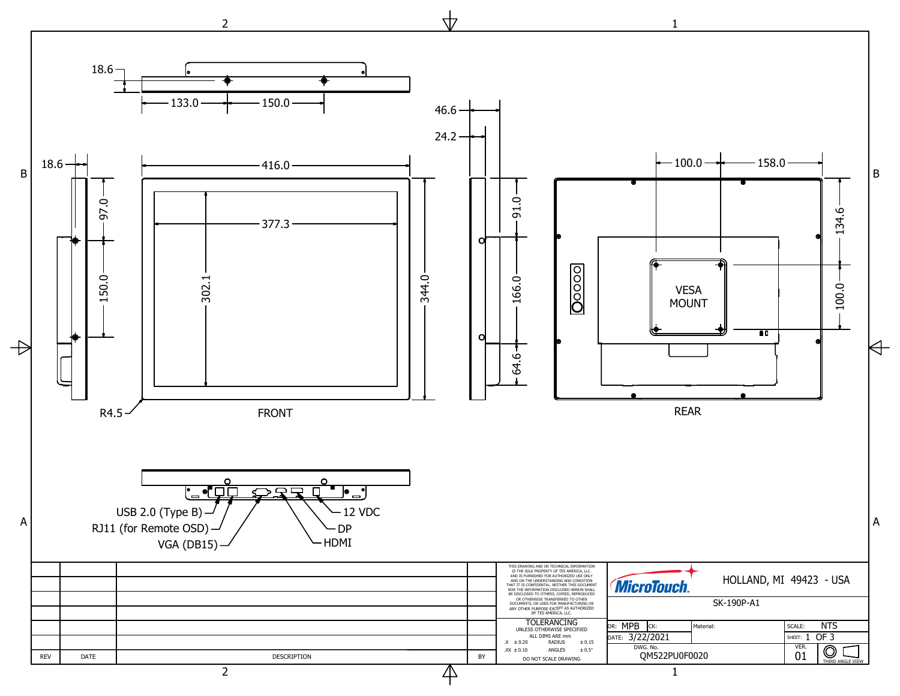18.6

133.0 150.0

46.6

24.2

18.6

416.0

377.3

100.0 158.0

97.0

150.0

302.1

344.0

91.0

166.0

64.6

134.6

VESA MOUNT

100.0

R4.5

FRONT

REAR

USB 2.0 (Type B)

RJ11 (for Remote OSD)

VGA (DB15)

12 VDC

DP

HDMI

| REV | DATE | DESCRIPTION | BY |
|---|---|---|---|

THIS DRAWING AND OR TECHNICAL INFORMATION IS THE SOLE PROPERTY OF TES AMERICA, LLC. AND IS FURNISHED FOR AUTHORIZED USE ONLY AND ON THE UNDERSTANDING AND CONDITION THAT IT IS CONFIDENTIAL. NEITHER THIS DOCUMENT NOR THE INFORMATION DISCLOSED HEREIN SHALL BE DISCLOSED TO OTHERS, COPIED, REPRODUCED OR OTHERWISE TRANSFERRED TO OTHER DOCUMENTS, OR USED FOR MANUFACTURING OR ANY OTHER PURPOSE EXCEPT AS AUTHORIZED BY TES AMERICA, LLC.

TOLERANCING
UNLESS OTHERWISE SPECIFIED
ALL DIMS ARE mm

| .X | ± 0.20 | RADIUS | ± 0.15 |
|---|---|---|---|
| .XX | ± 0.10 | ANGLES | ± 0.5° |

DO NOT SCALE DRAWING

MicroTouch. HOLLAND, MI 49423 - USA

SK-190P-A1

| DR: MPB | CK: | Material: | SCALE: NTS |
|---|---|---|---|
| DATE: 3/22/2021 | | | SHEET: 1 OF 3 |
| DWG. No. QM522PU0F0020 | | | VER. 01 |

THIRD ANGLE VIEW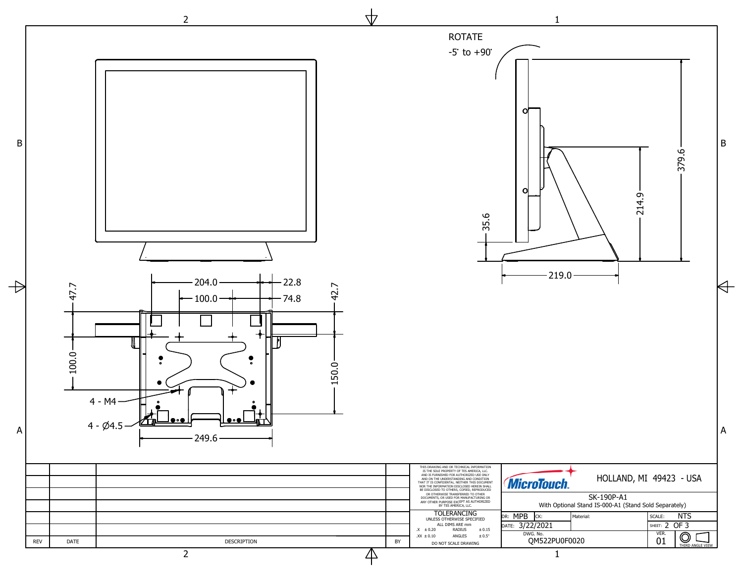ROTATE

-5° to +90°

379.6

214.9

35.6

219.0

204.0

22.8

100.0

74.8

47.7

42.7

100.0

150.0

4 - M4

4 - Ø4.5

249.6

| REV | DATE | DESCRIPTION | BY |
|---|---|---|---|
| | | | |
| | | | |
| | | | |
| | | | |
| | | | |
| | | | |

THIS DRAWING AND OR TECHNICAL INFORMATION IS THE SOLE PROPERTY OF TES AMERICA, LLC. AND IS FURNISHED FOR AUTHORIZED USE ONLY AND ON THE UNDERSTANDING AND CONDITION THAT IT IS CONFIDENTIAL. NEITHER THIS DOCUMENT NOR THE INFORMATION DISCLOSED HEREIN SHALL BE DISCLOSED TO OTHERS, COPIED, REPRODUCED OR OTHERWISE TRANSFERRED TO OTHER DOCUMENTS, OR USED FOR MANUFACTURING OR ANY OTHER PURPOSE EXCEPT AS AUTHORIZED BY TES AMERICA, LLC.

TOLERANCING
UNLESS OTHERWISE SPECIFIED
ALL DIMS ARE mm

| | | | |
|---|---|---|---|
| .X | ± 0.20 | RADIUS | ± 0.15 |
| .XX | ± 0.10 | ANGLES | ± 0.5° |

DO NOT SCALE DRAWING

MicroTouch. HOLLAND, MI 49423 - USA

SK-190P-A1
With Optional Stand IS-000-A1 (Stand Sold Separately)

| | | | |
|---|---|---|---|
| DR: MPB | CK: | Material: | SCALE: NTS |
| DATE: 3/22/2021 | | | SHEET: 2 OF 3 |
| DWG. No. QM522PU0F0020 | | | VER. 01 |

THIRD ANGLE VIEW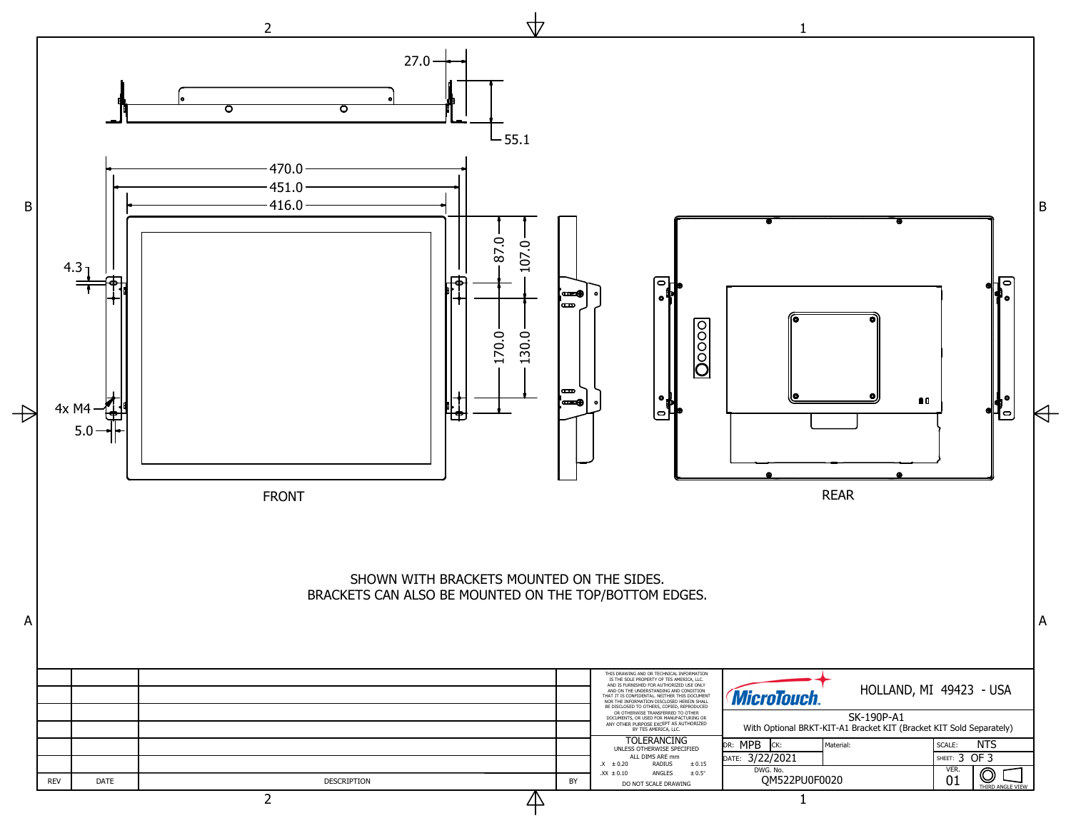27.0

55.1

470.0

451.0

416.0

4.3

4x M4

5.0

87.0

107.0

170.0

130.0

FRONT

REAR

SHOWN WITH BRACKETS MOUNTED ON THE SIDES.
BRACKETS CAN ALSO BE MOUNTED ON THE TOP/BOTTOM EDGES.

| REV | DATE | DESCRIPTION | BY |
|---|---|---|---|

THIS DRAWING AND OR TECHNICAL INFORMATION IS THE SOLE PROPERTY OF TES AMERICA, LLC. AND IS FURNISHED FOR AUTHORIZED USE ONLY AND ON THE UNDERSTANDING AND CONDITION THAT IT IS CONFIDENTIAL. NEITHER THIS DOCUMENT NOR THE INFORMATION DISCLOSED HEREIN SHALL BE DISCLOSED TO OTHERS, COPIED, REPRODUCED OR OTHERWISE TRANSFERRED TO OTHER DOCUMENTS, OR USED FOR MANUFACTURING OR ANY OTHER PURPOSE EXCEPT AS AUTHORIZED BY TES AMERICA, LLC.

TOLERANCING
UNLESS OTHERWISE SPECIFIED
ALL DIMS ARE mm

| | | | |
|---|---|---|---|
| .X | ± 0.20 | RADIUS | ± 0.15 |
| .XX | ± 0.10 | ANGLES | ± 0.5° |

DO NOT SCALE DRAWING

MicroTouch.

HOLLAND, MI 49423 - USA

SK-190P-A1
With Optional BRKT-KIT-A1 Bracket KIT (Bracket KIT Sold Separately)

| | | | |
|---|---|---|---|
| DR: MPB | CK: | Material: | SCALE: NTS |
| DATE: 3/22/2021 | | | SHEET: 3 OF 3 |
| DWG. No. QM522PU0F0020 | | | VER. 01 |

THIRD ANGLE VIEW